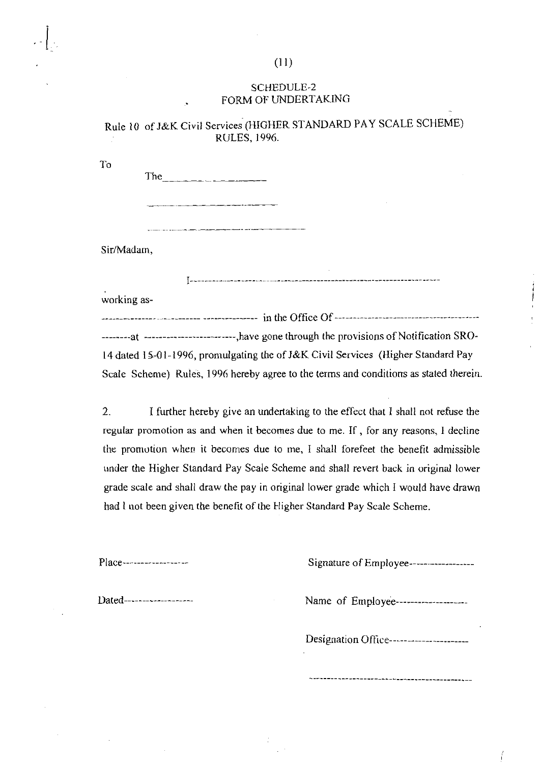## SCHEDULE-2
## FORM OF UNDERTAKING

Rule 10 of J&K Civil Services (HIGHER STANDARD PAY SCALE SCHEME) RULES, 1996.

To

The________________

_____________________

_____________________

Sir/Madam,

I---------------------------------------------------------------------

working as-

---------------------------------------- in the Office Of ---------------------------------------

--------at ------------------------,have gone through the provisions of Notification SRO-14 dated 15-01-1996, promulgating the of J&K Civil Services (Higher Standard Pay Scale Scheme) Rules, 1996 hereby agree to the terms and conditions as stated therein.

2. I further hereby give an undertaking to the effect that I shall not refuse the regular promotion as and when it becomes due to me. If , for any reasons, I decline the promotion when it becomes due to me, I shall forefeet the benefit admissible under the Higher Standard Pay Scale Scheme and shall revert back in original lower grade scale and shall draw the pay in original lower grade which I would have drawn had I not been given the benefit of the Higher Standard Pay Scale Scheme.

Place-----------------

Signature of Employee-----------------

Dated------------------

Name of Employee-------------------

Designation Office---------------------

------------------------------------------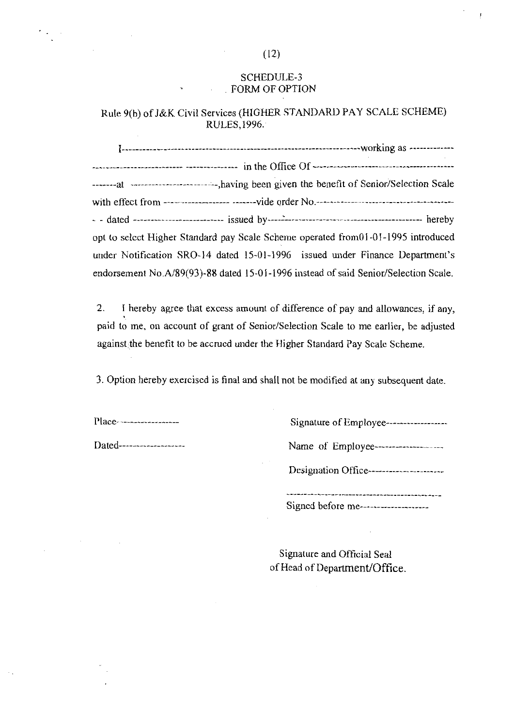SCHEDULE-3

FORM OF OPTION

Rule 9(b) of J&K Civil Services (HIGHER STANDARD PAY SCALE SCHEME) RULES,1996.

I-------------------------------------------------------------------working as ------------- ----------------------------- --------------- in the Office Of ---------------------------------------- -------at ------------------------,having been given the benefit of Senior/Selection Scale with effect from ------------------- -------vide order No.---------------------------------------- - - dated -------------------------- issued by------------------------------------------ hereby opt to select Higher Standard pay Scale Scheme operated from01-01-1995 introduced under Notification SRO-14 dated 15-01-1996 issued under Finance Department's endorsement No.A/89(93)-88 dated 15-01-1996 instead of said Senior/Selection Scale.

2. I hereby agree that excess amount of difference of pay and allowances, if any, paid to me, on account of grant of Senior/Selection Scale to me earlier, be adjusted against the benefit to be accrued under the Higher Standard Pay Scale Scheme.

3. Option hereby exercised is final and shall not be modified at any subsequent date.

Place------------------

Dated-------------------

Signature of Employee------------------

Name of Employee--------------------

Designation Office----------------------

---------------------------------------------

Signed before me--------------------

Signature and Official Seal
of Head of Department/Office.